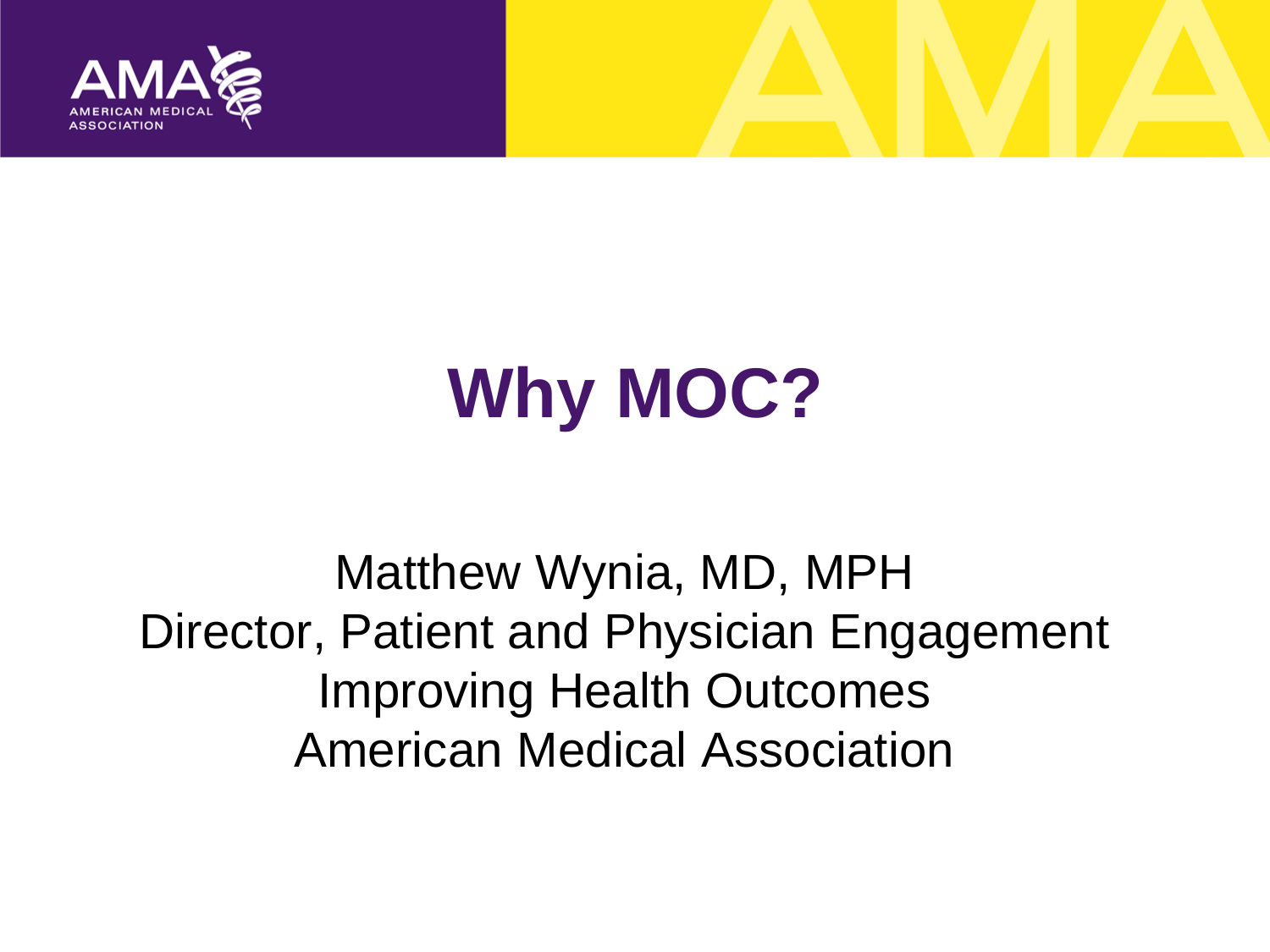# Why MOC?

Matthew Wynia, MD, MPH
Director, Patient and Physician Engagement
Improving Health Outcomes
American Medical Association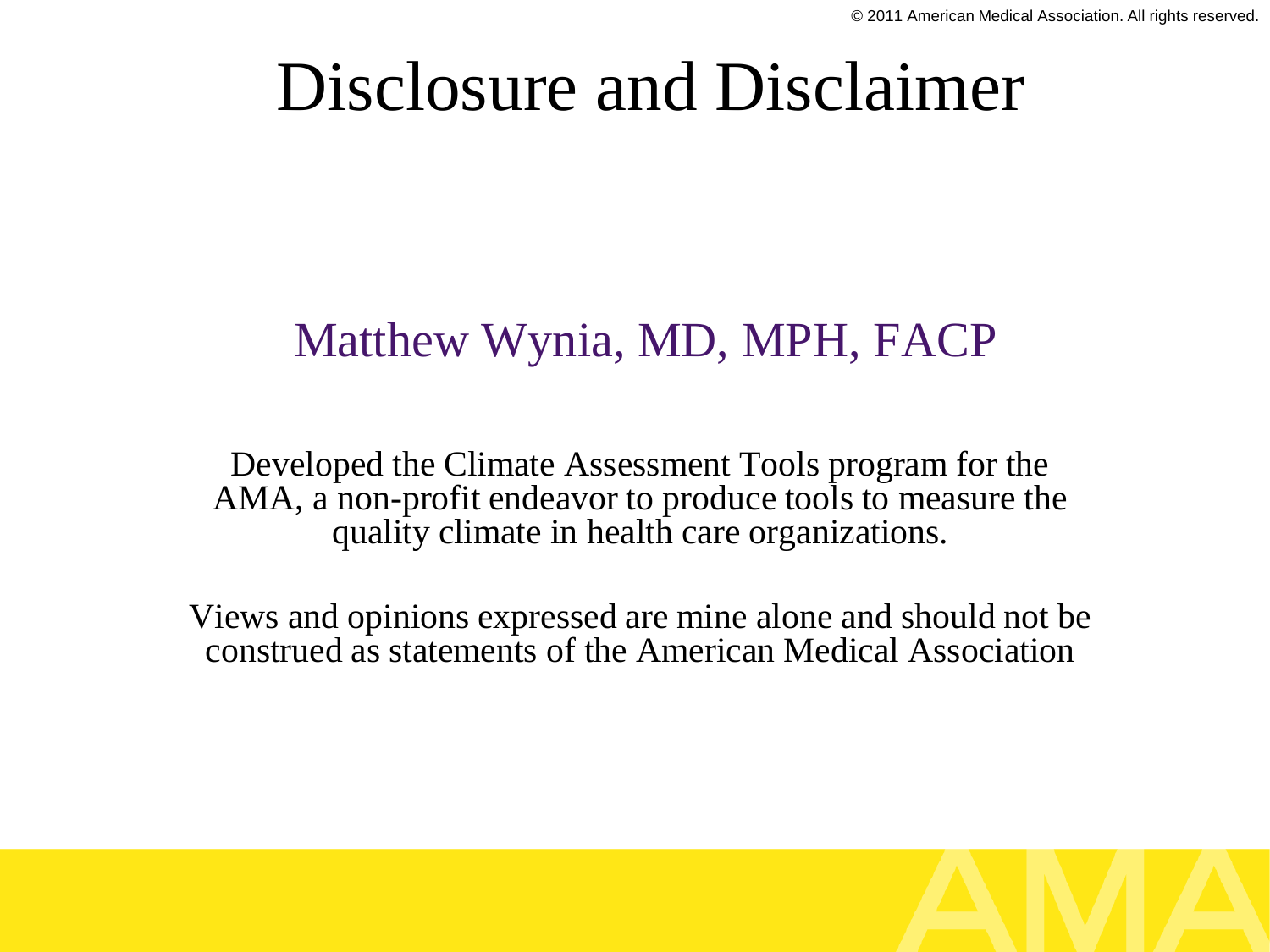# Disclosure and Disclaimer

Matthew Wynia, MD, MPH, FACP

Developed the Climate Assessment Tools program for the AMA, a non-profit endeavor to produce tools to measure the quality climate in health care organizations.

Views and opinions expressed are mine alone and should not be construed as statements of the American Medical Association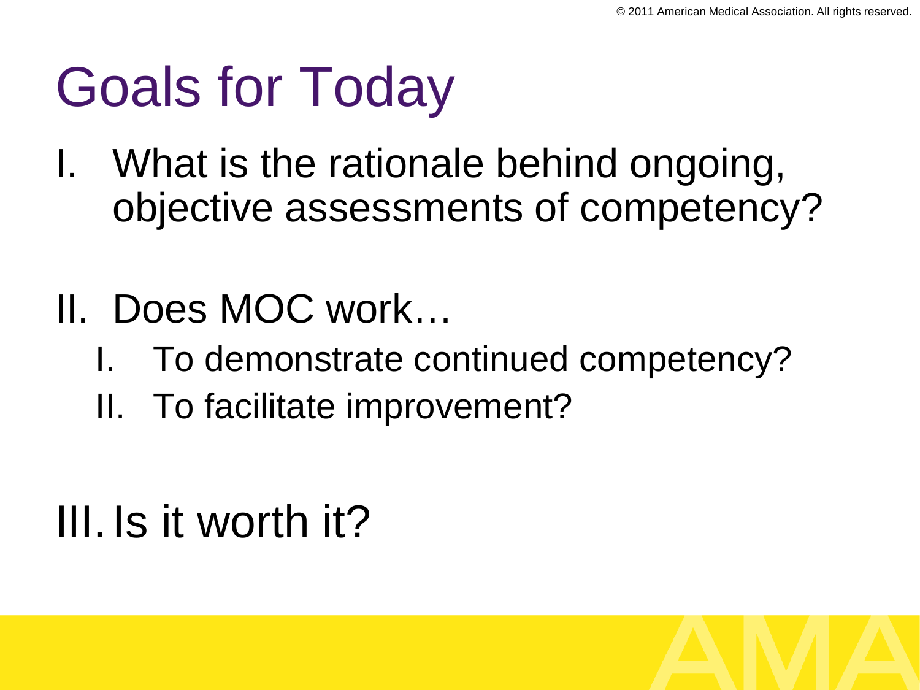# Goals for Today

I. What is the rationale behind ongoing, objective assessments of competency?

II. Does MOC work…
   I. To demonstrate continued competency?
   II. To facilitate improvement?

III. Is it worth it?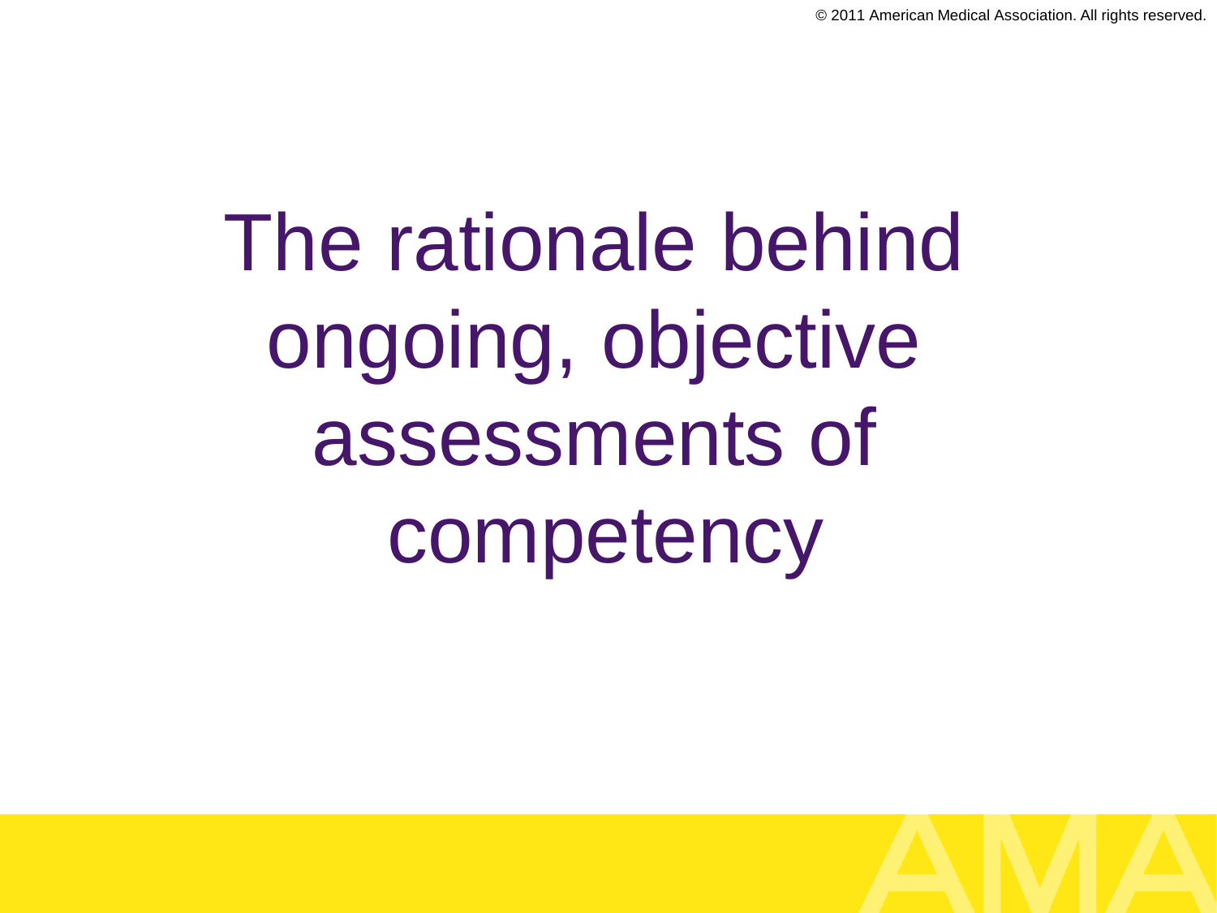# The rationale behind ongoing, objective assessments of competency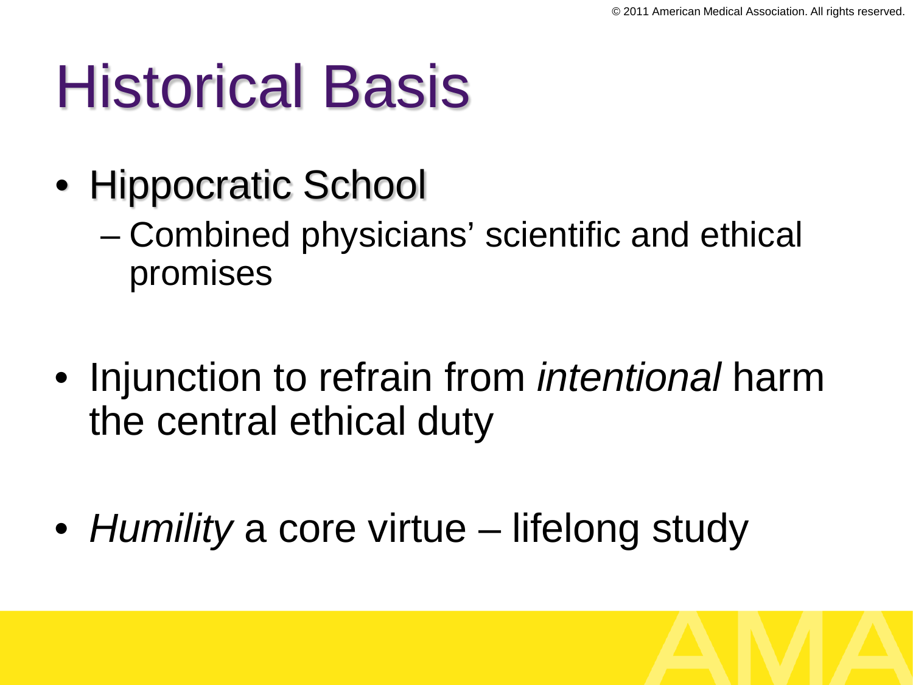# Historical Basis

- Hippocratic School
  - Combined physicians' scientific and ethical promises
- Injunction to refrain from *intentional* harm the central ethical duty
- *Humility* a core virtue – lifelong study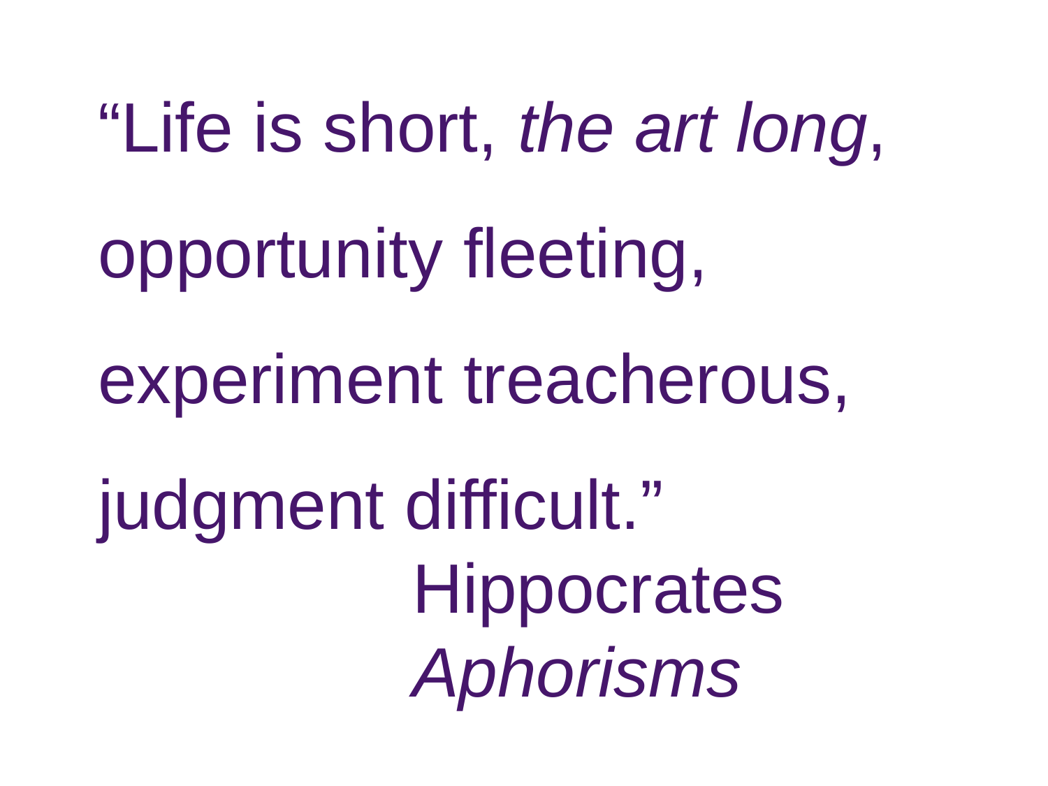“Life is short, *the art long*,

opportunity fleeting,

experiment treacherous,

judgment difficult.”

Hippocrates
*Aphorisms*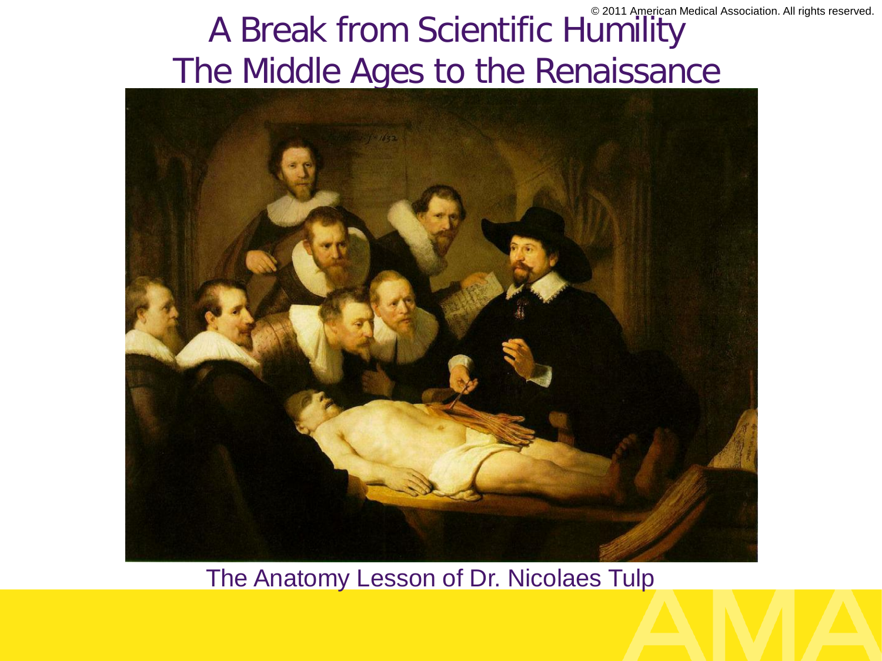# A Break from Scientific Humility
## The Middle Ages to the Renaissance

The Anatomy Lesson of Dr. Nicolaes Tulp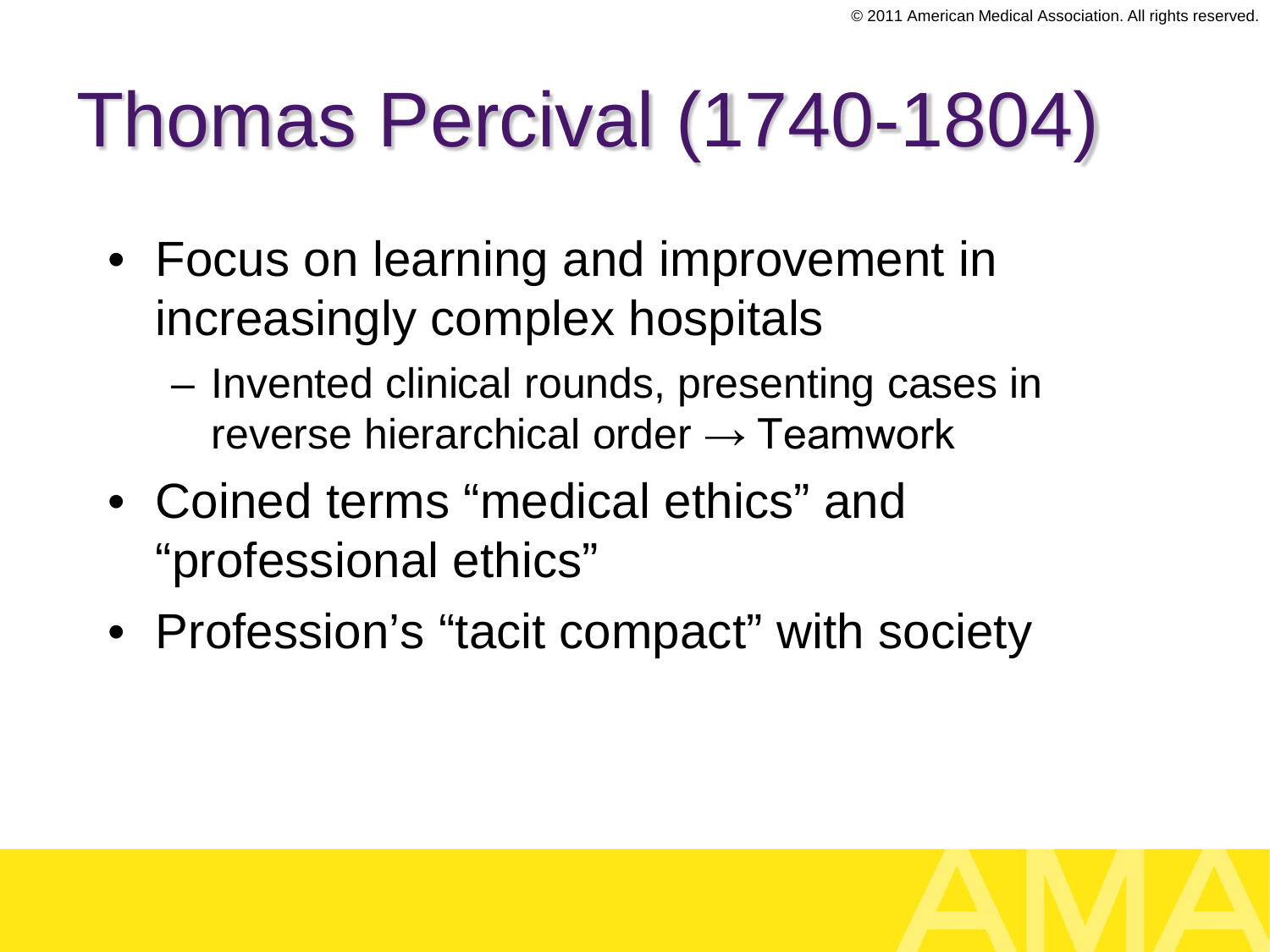# Thomas Percival (1740-1804)

- Focus on learning and improvement in increasingly complex hospitals
  - Invented clinical rounds, presenting cases in reverse hierarchical order → Teamwork
- Coined terms “medical ethics” and “professional ethics”
- Profession’s “tacit compact” with society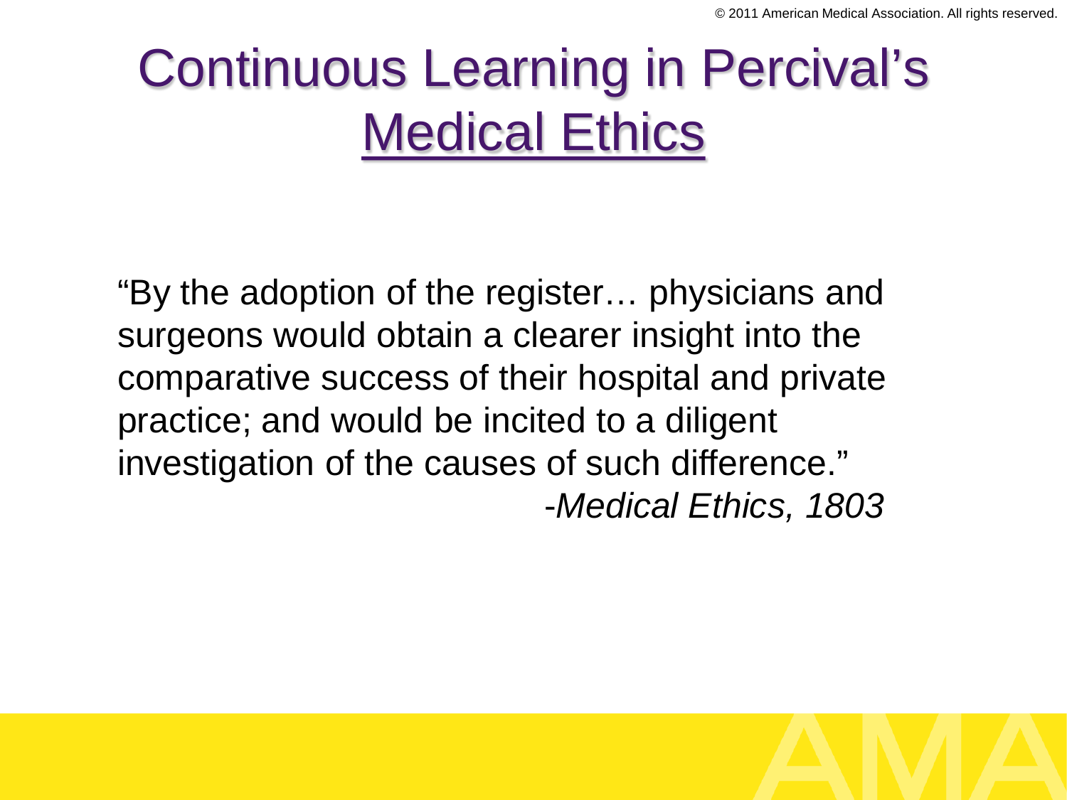# Continuous Learning in Percival's Medical Ethics

"By the adoption of the register… physicians and surgeons would obtain a clearer insight into the comparative success of their hospital and private practice; and would be incited to a diligent investigation of the causes of such difference."

*-Medical Ethics, 1803*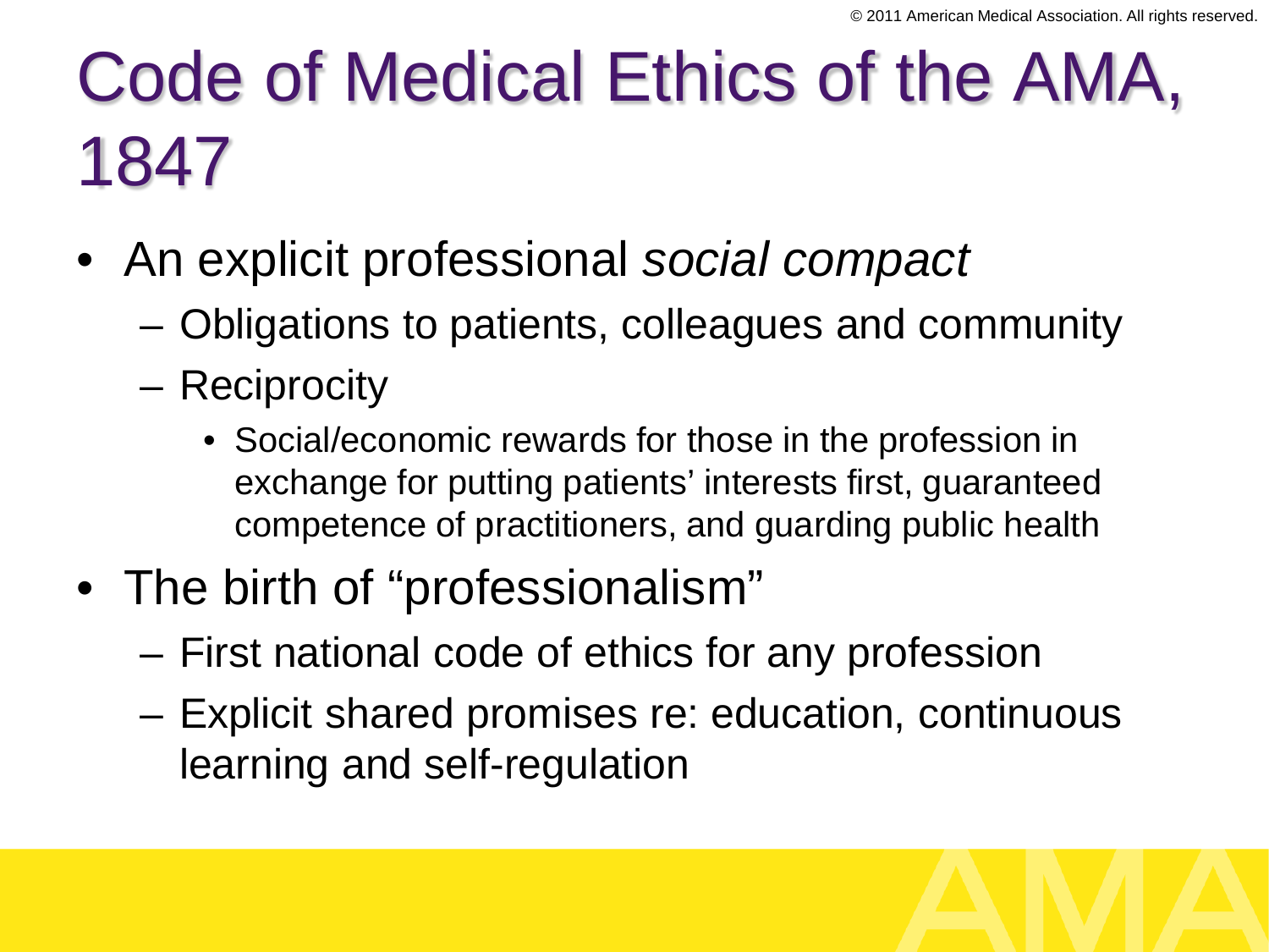# Code of Medical Ethics of the AMA, 1847

- An explicit professional *social compact*
  - Obligations to patients, colleagues and community
  - Reciprocity
    - Social/economic rewards for those in the profession in exchange for putting patients' interests first, guaranteed competence of practitioners, and guarding public health
- The birth of "professionalism"
  - First national code of ethics for any profession
  - Explicit shared promises re: education, continuous learning and self-regulation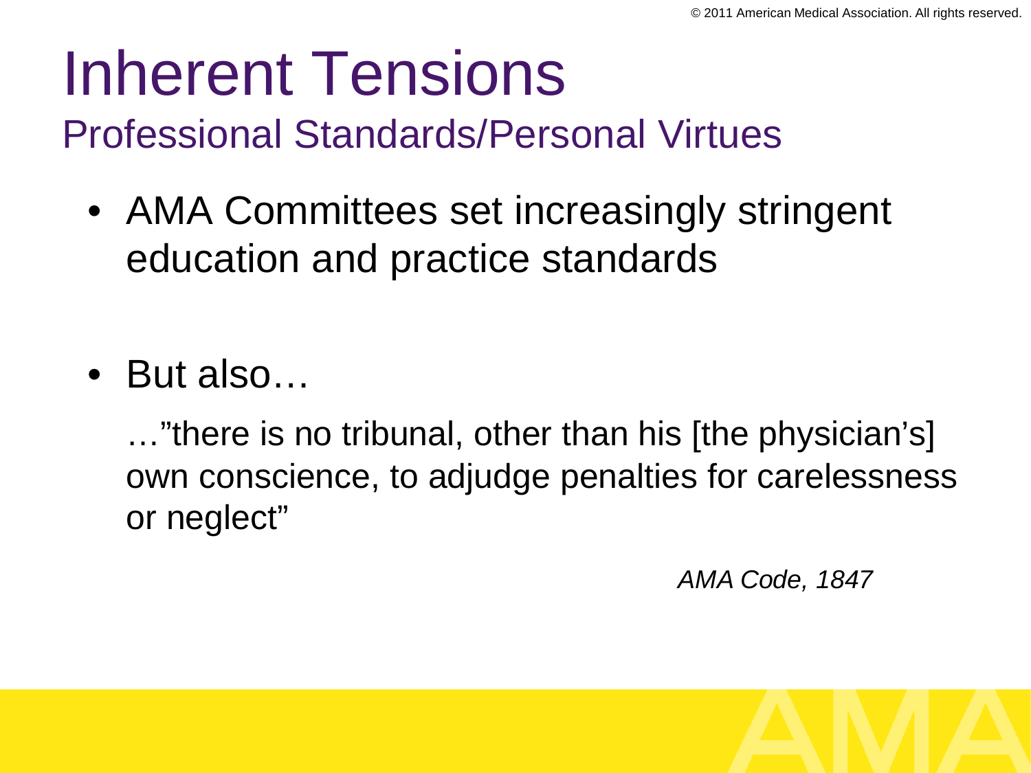# Inherent Tensions

## Professional Standards/Personal Virtues

- AMA Committees set increasingly stringent education and practice standards

- But also…

  …"there is no tribunal, other than his [the physician's] own conscience, to adjudge penalties for carelessness or neglect"

*AMA Code, 1847*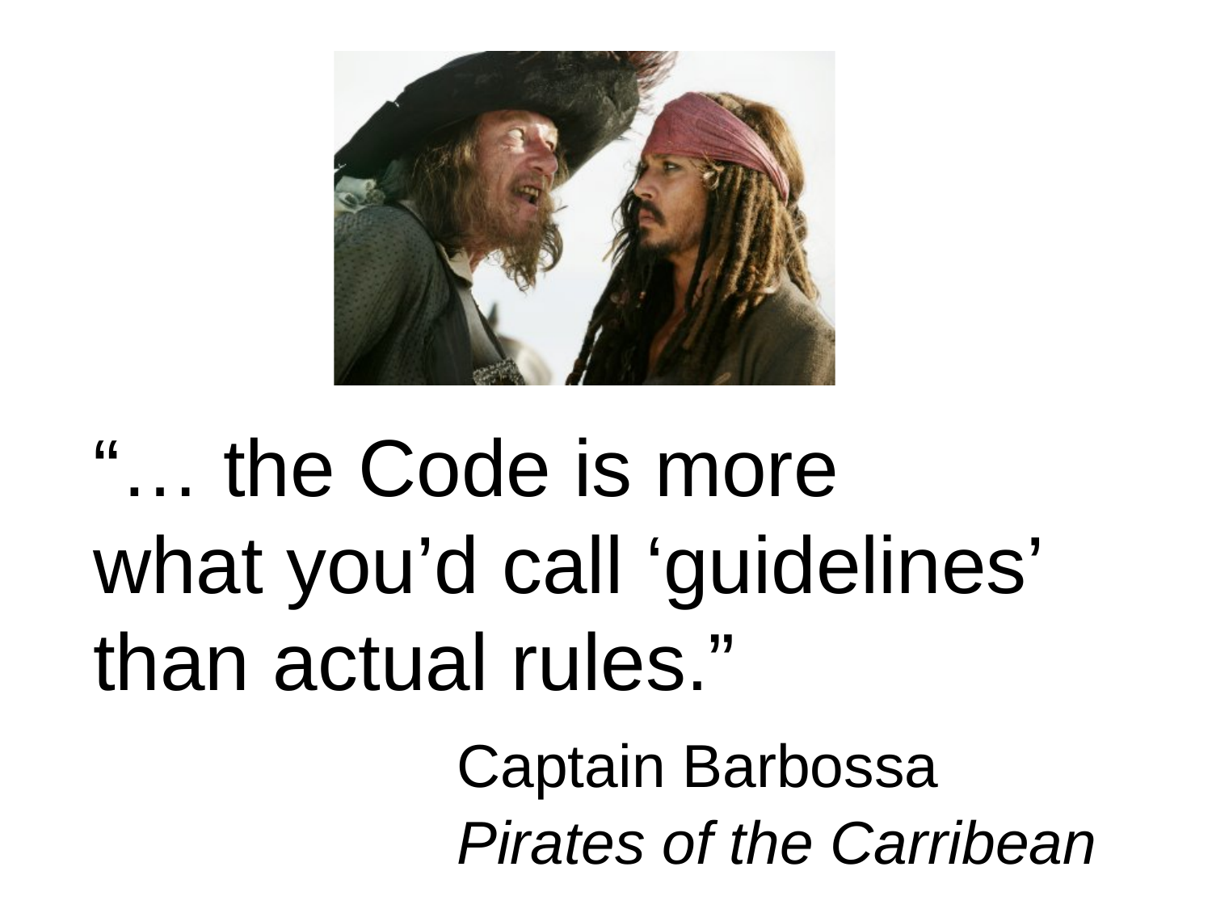"… the Code is more what you'd call 'guidelines' than actual rules."

Captain Barbossa
*Pirates of the Carribean*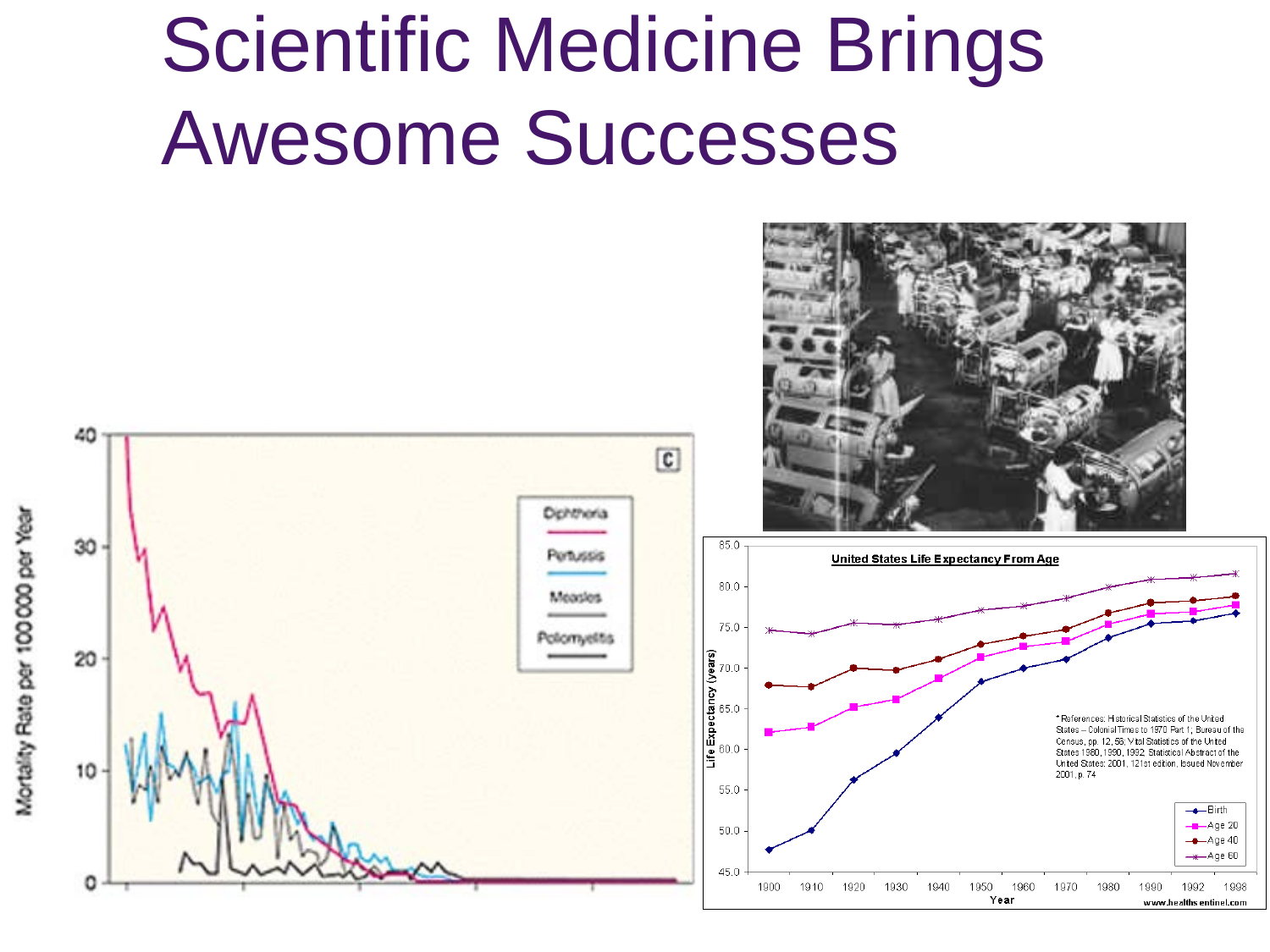# Scientific Medicine Brings Awesome Successes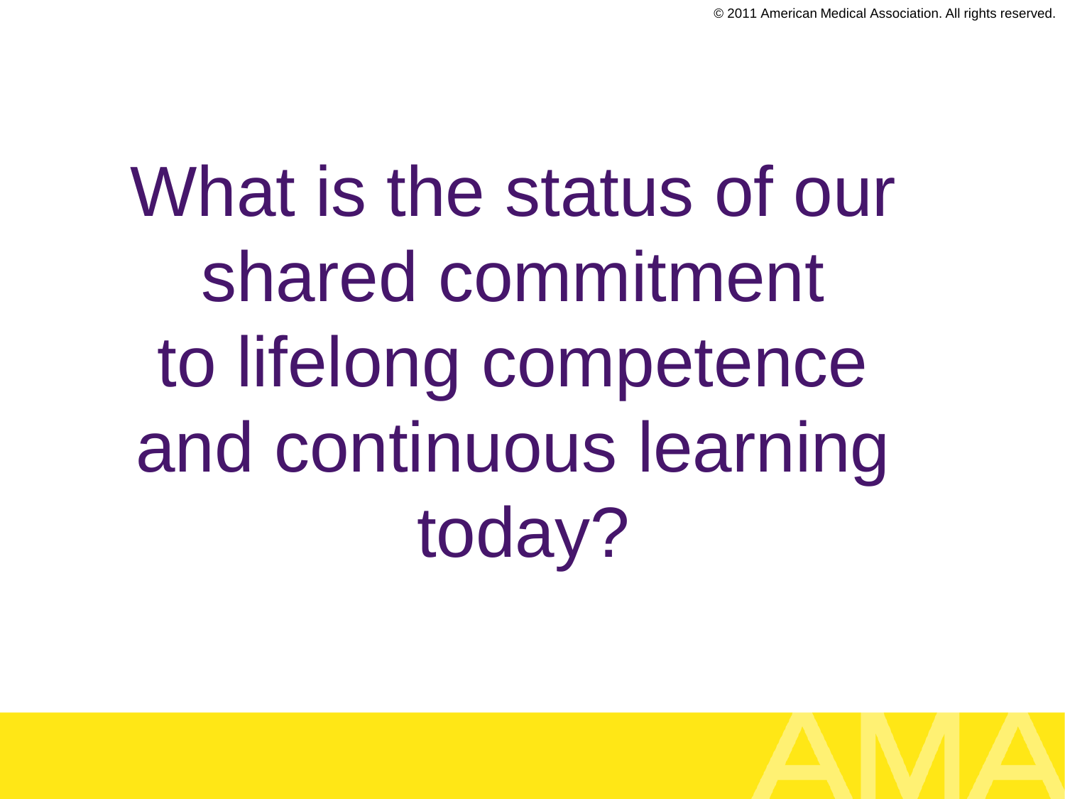# What is the status of our shared commitment to lifelong competence and continuous learning today?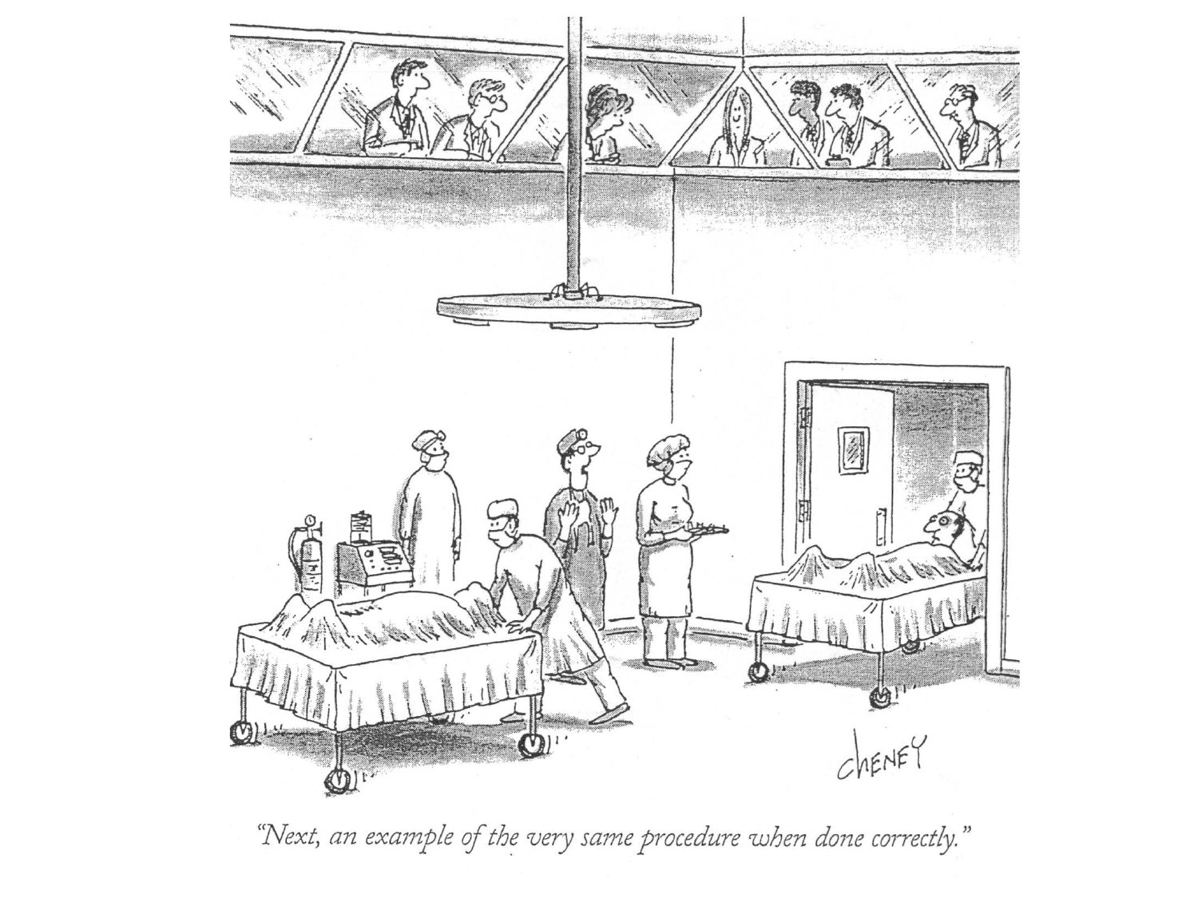"Next, an example of the very same procedure when done correctly."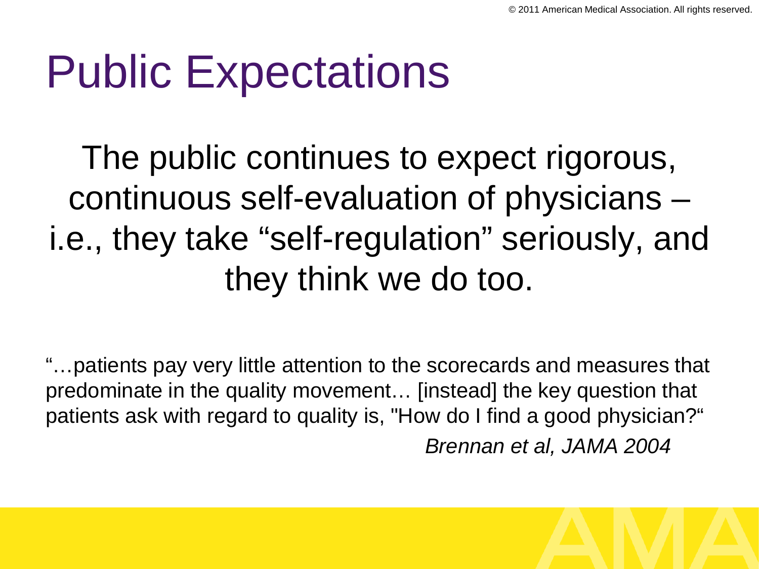# Public Expectations

The public continues to expect rigorous, continuous self-evaluation of physicians – i.e., they take “self-regulation” seriously, and they think we do too.

“…patients pay very little attention to the scorecards and measures that predominate in the quality movement… [instead] the key question that patients ask with regard to quality is, "How do I find a good physician?“

*Brennan et al, JAMA 2004*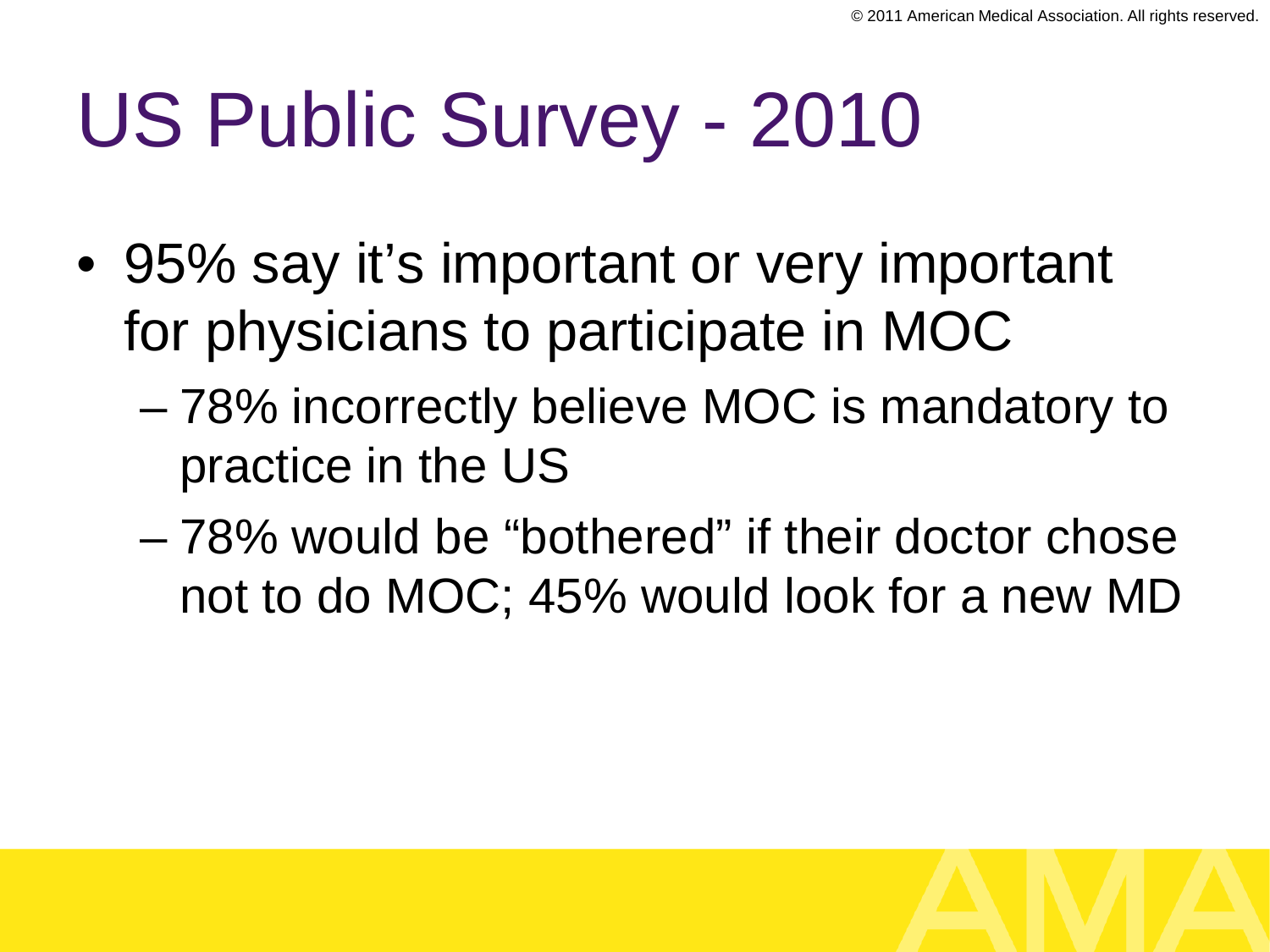# US Public Survey - 2010

- 95% say it's important or very important for physicians to participate in MOC
  - 78% incorrectly believe MOC is mandatory to practice in the US
  - 78% would be "bothered" if their doctor chose not to do MOC; 45% would look for a new MD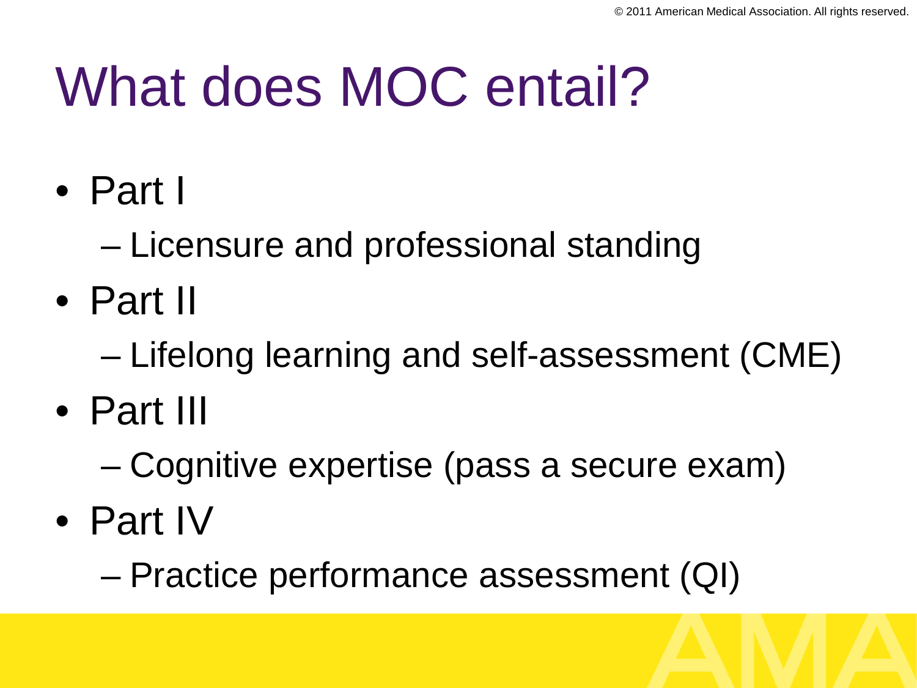# What does MOC entail?

- Part I
  - Licensure and professional standing
- Part II
  - Lifelong learning and self-assessment (CME)
- Part III
  - Cognitive expertise (pass a secure exam)
- Part IV
  - Practice performance assessment (QI)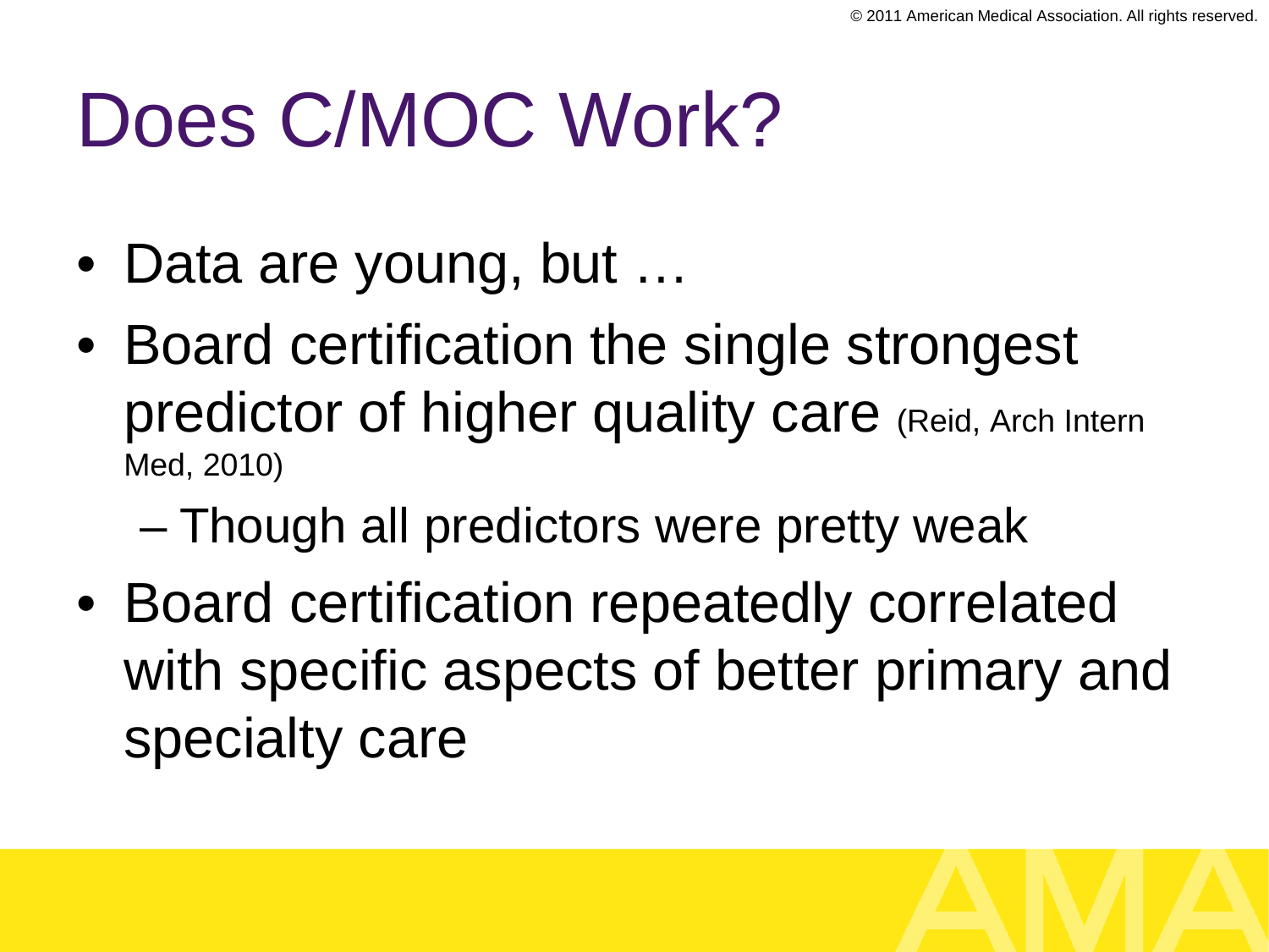# Does C/MOC Work?

- Data are young, but …
- Board certification the single strongest predictor of higher quality care (Reid, Arch Intern Med, 2010)
  - Though all predictors were pretty weak
- Board certification repeatedly correlated with specific aspects of better primary and specialty care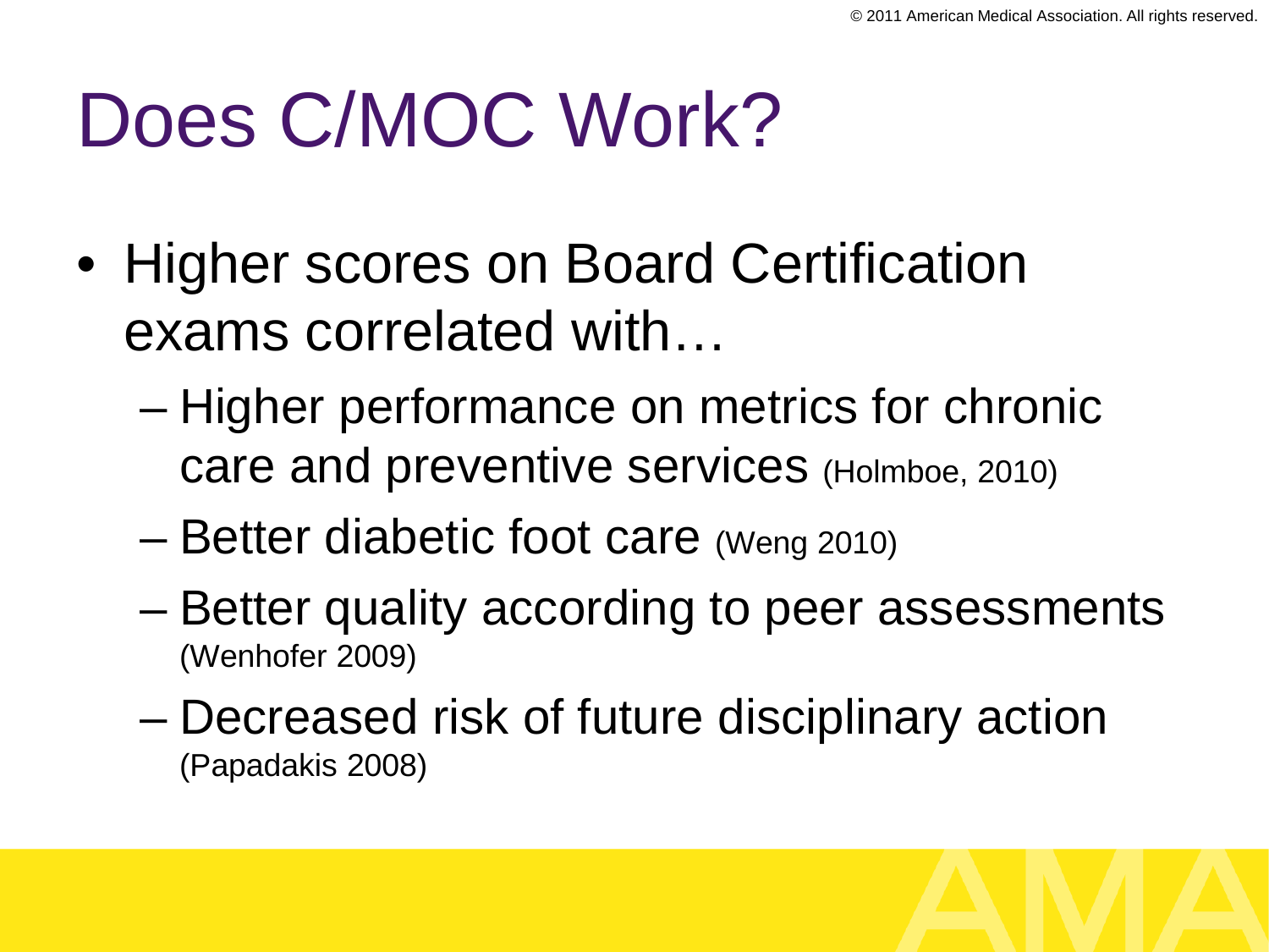# Does C/MOC Work?

- Higher scores on Board Certification exams correlated with…
  - Higher performance on metrics for chronic care and preventive services (Holmboe, 2010)
  - Better diabetic foot care (Weng 2010)
  - Better quality according to peer assessments (Wenhofer 2009)
  - Decreased risk of future disciplinary action (Papadakis 2008)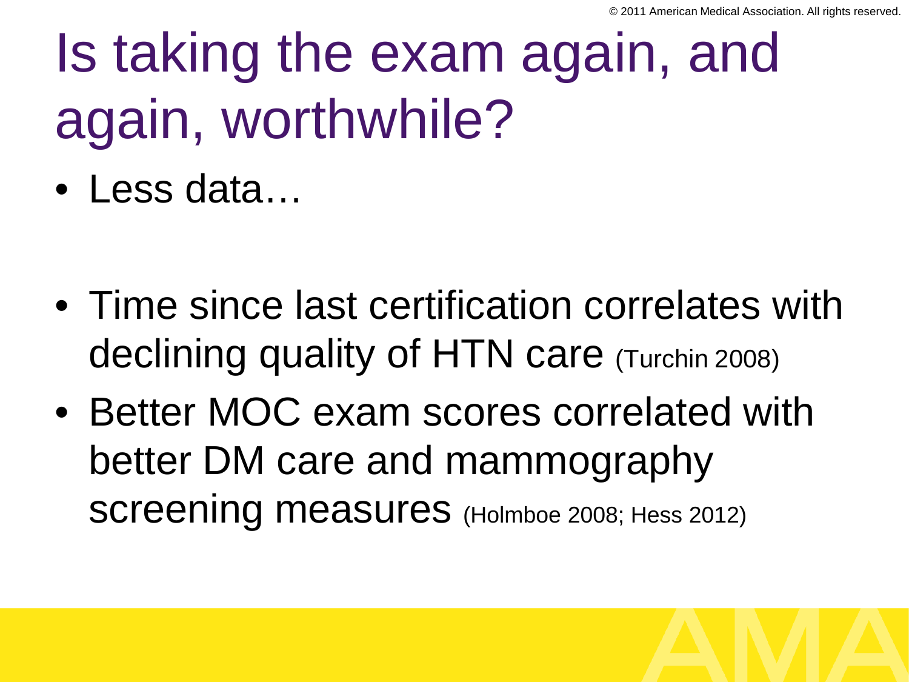# Is taking the exam again, and again, worthwhile?

- Less data…

- Time since last certification correlates with declining quality of HTN care (Turchin 2008)
- Better MOC exam scores correlated with better DM care and mammography screening measures (Holmboe 2008; Hess 2012)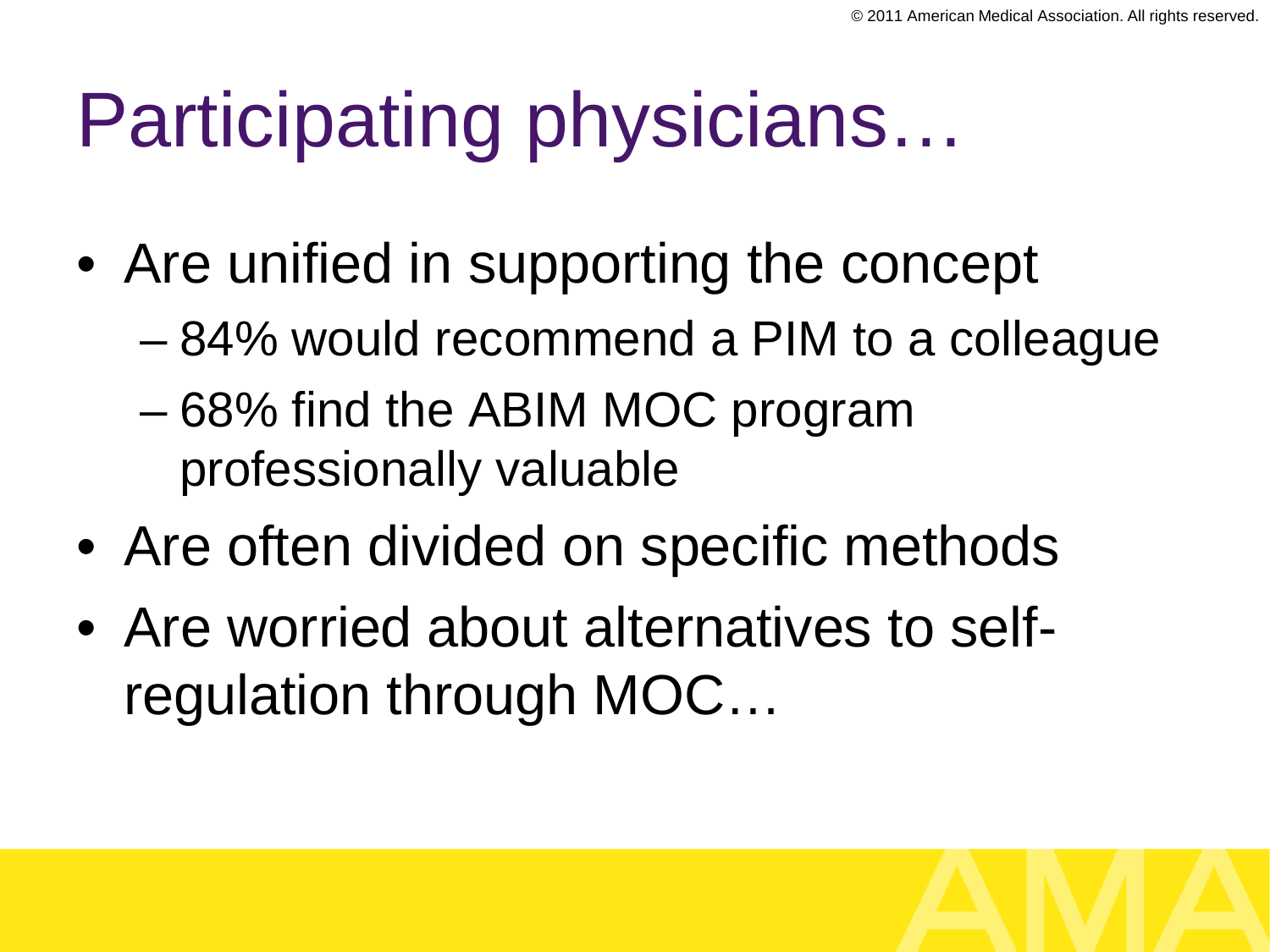# Participating physicians…

- Are unified in supporting the concept
  - 84% would recommend a PIM to a colleague
  - 68% find the ABIM MOC program professionally valuable
- Are often divided on specific methods
- Are worried about alternatives to self-regulation through MOC…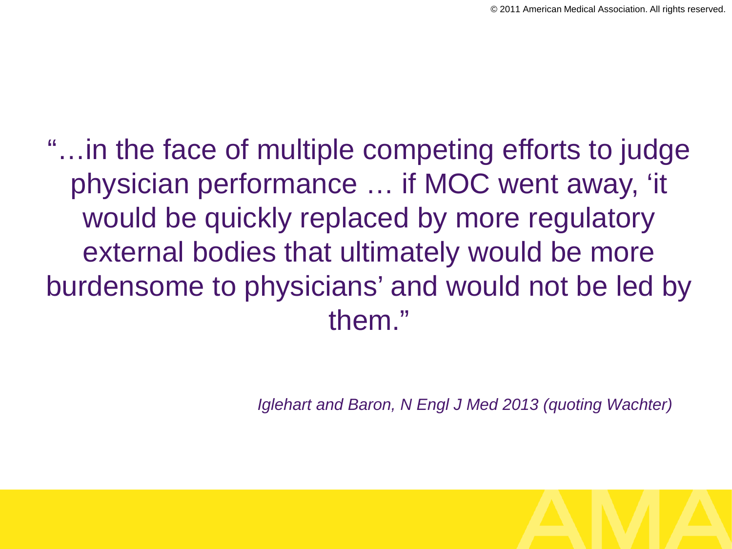"…in the face of multiple competing efforts to judge physician performance … if MOC went away, 'it would be quickly replaced by more regulatory external bodies that ultimately would be more burdensome to physicians' and would not be led by them."

*Iglehart and Baron, N Engl J Med 2013 (quoting Wachter)*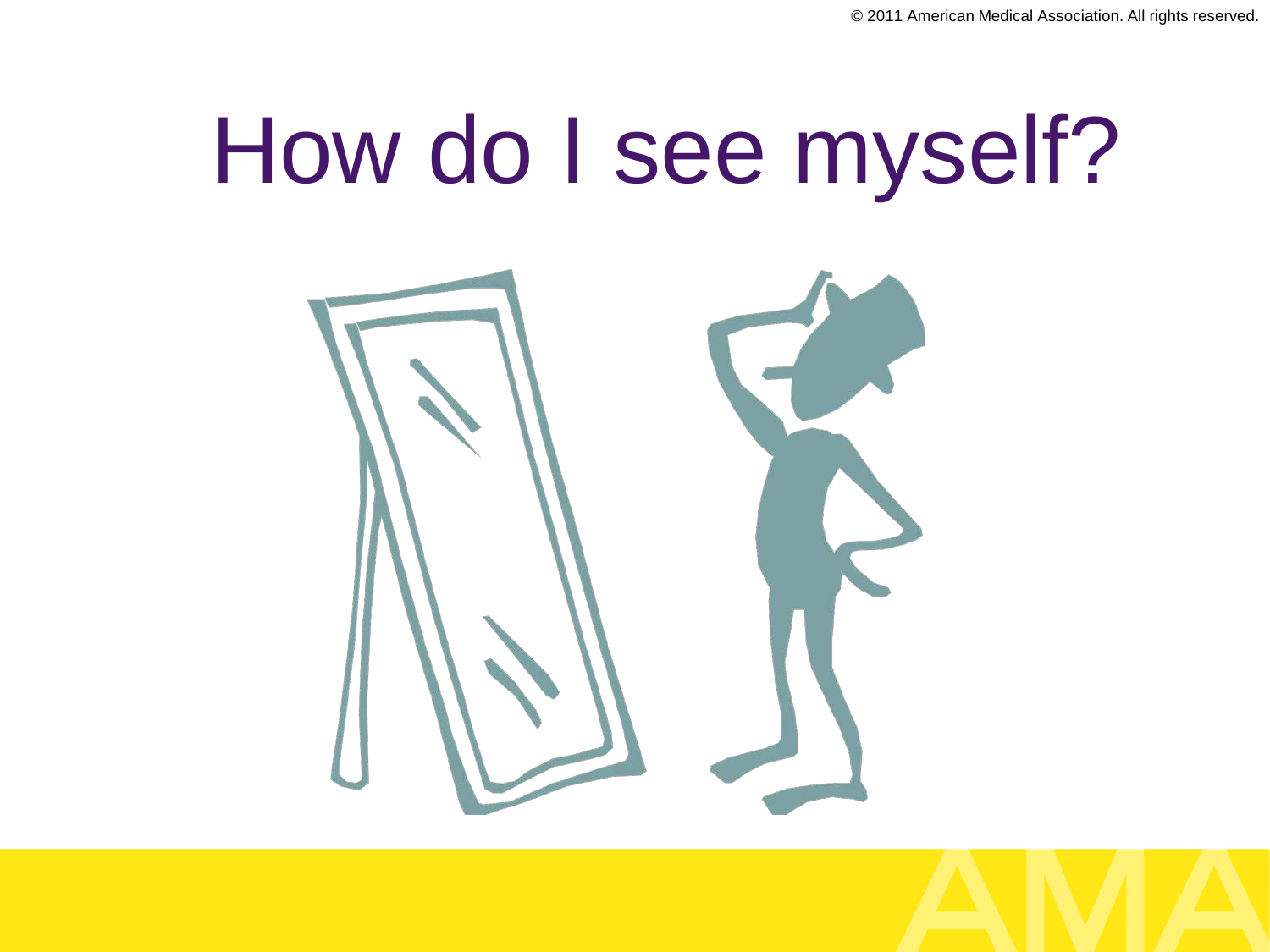# How do I see myself?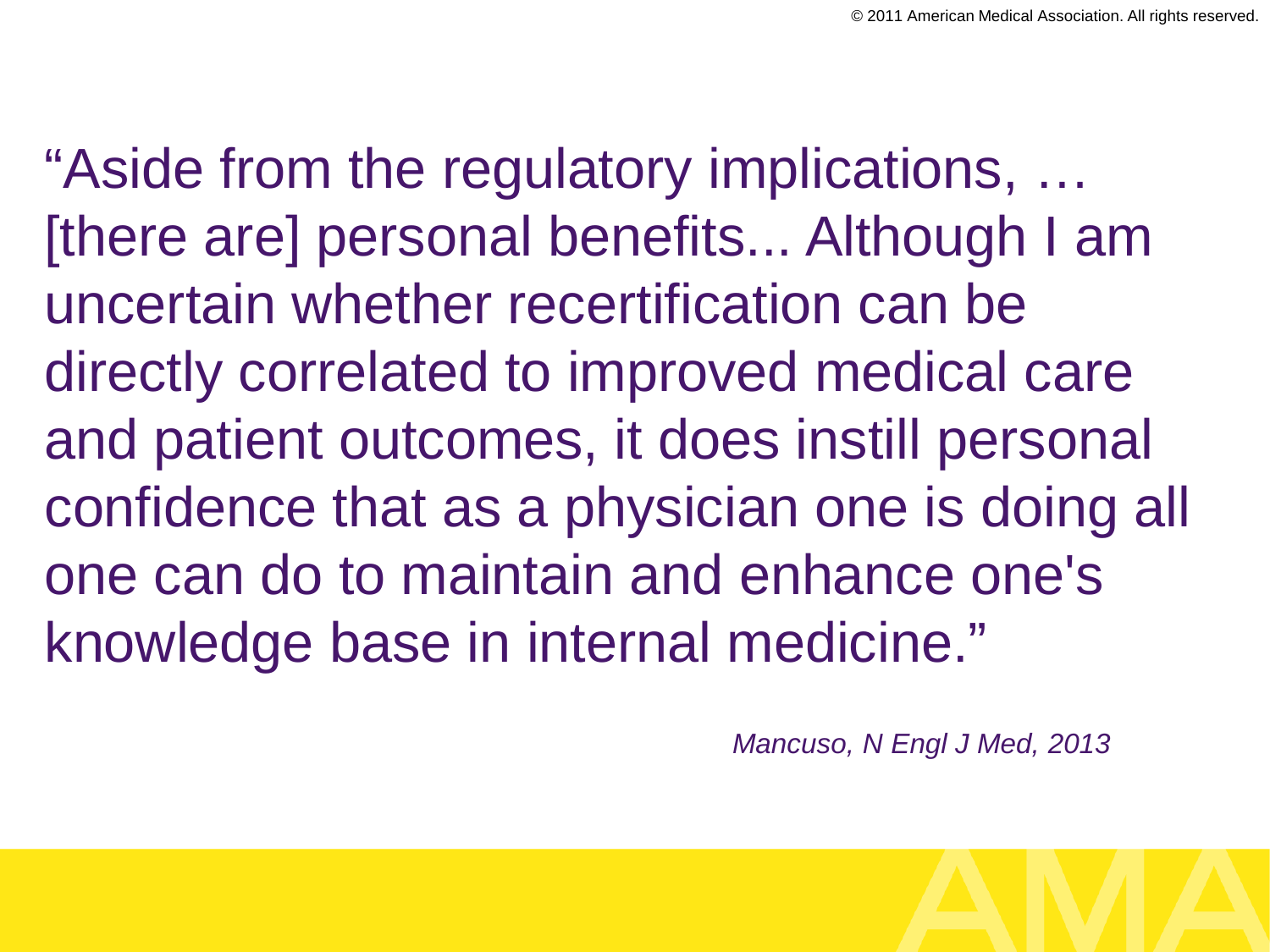"Aside from the regulatory implications, … [there are] personal benefits... Although I am uncertain whether recertification can be directly correlated to improved medical care and patient outcomes, it does instill personal confidence that as a physician one is doing all one can do to maintain and enhance one's knowledge base in internal medicine."

*Mancuso, N Engl J Med, 2013*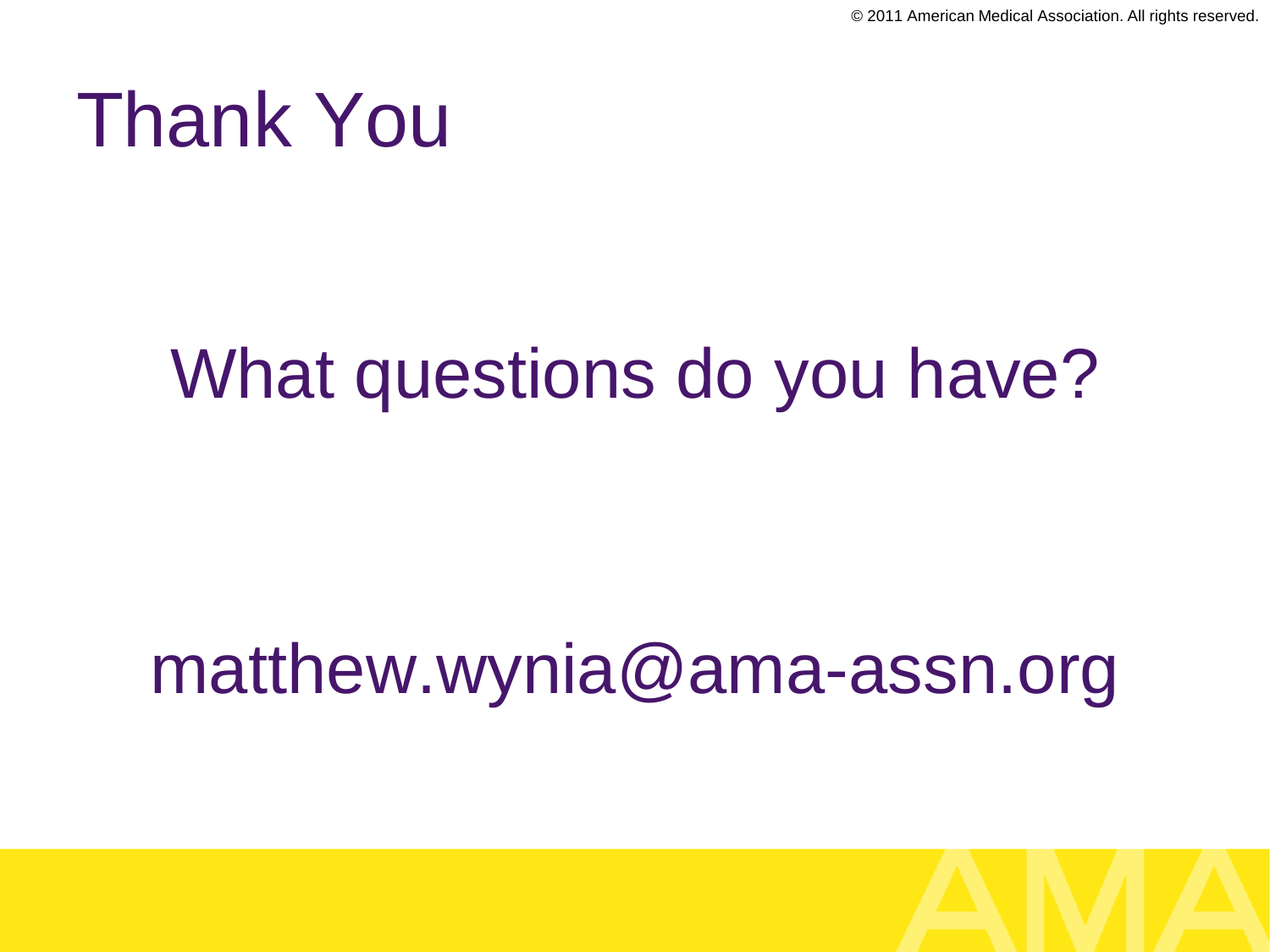# Thank You

What questions do you have?

matthew.wynia@ama-assn.org